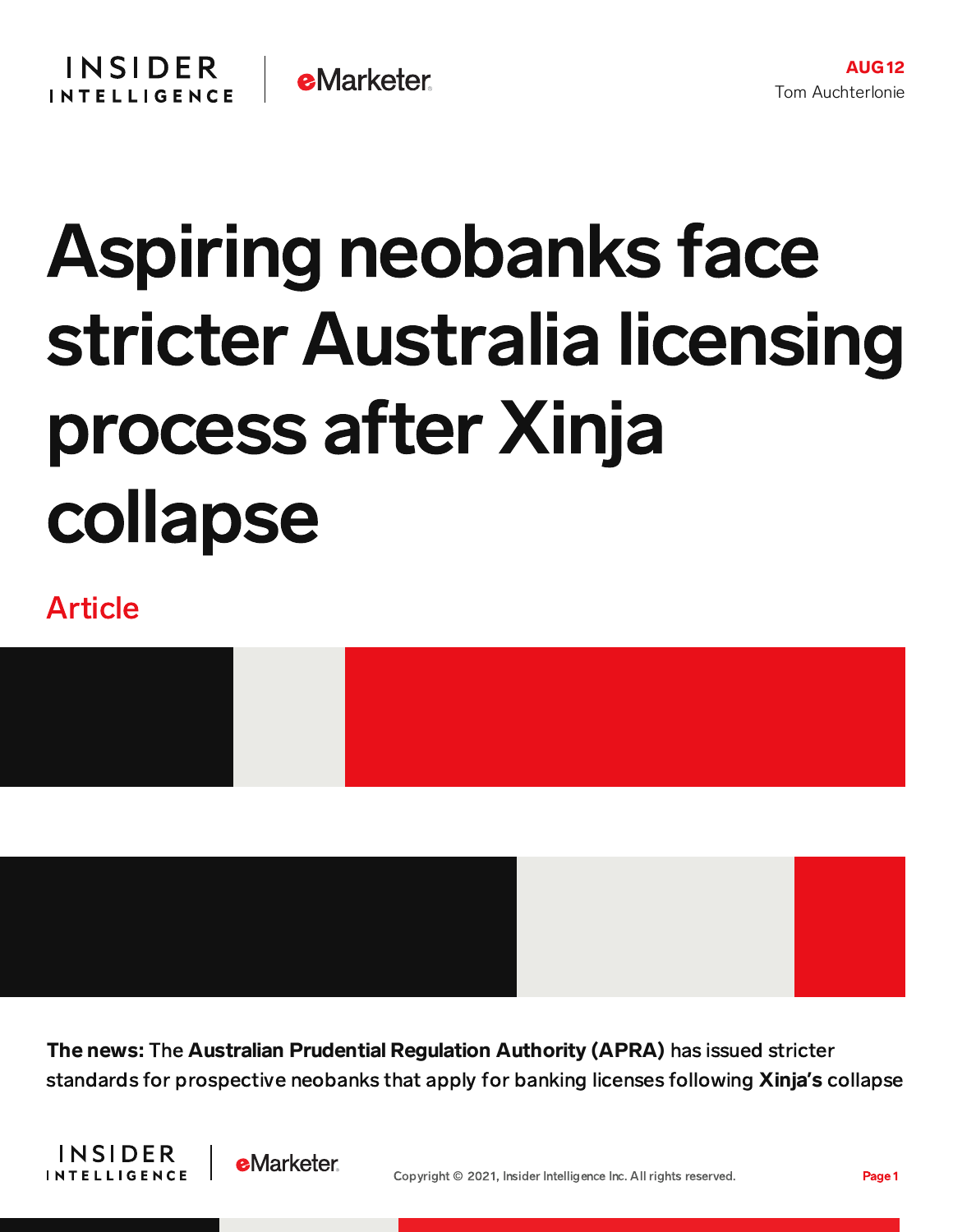AUG 12
Tom Auchterlonie

# Aspiring neobanks face stricter Australia licensing process after Xinja collapse

Article

**The news:** The **Australian Prudential Regulation Authority (APRA)** has issued stricter standards for prospective neobanks that apply for banking licenses following **Xinja's** collapse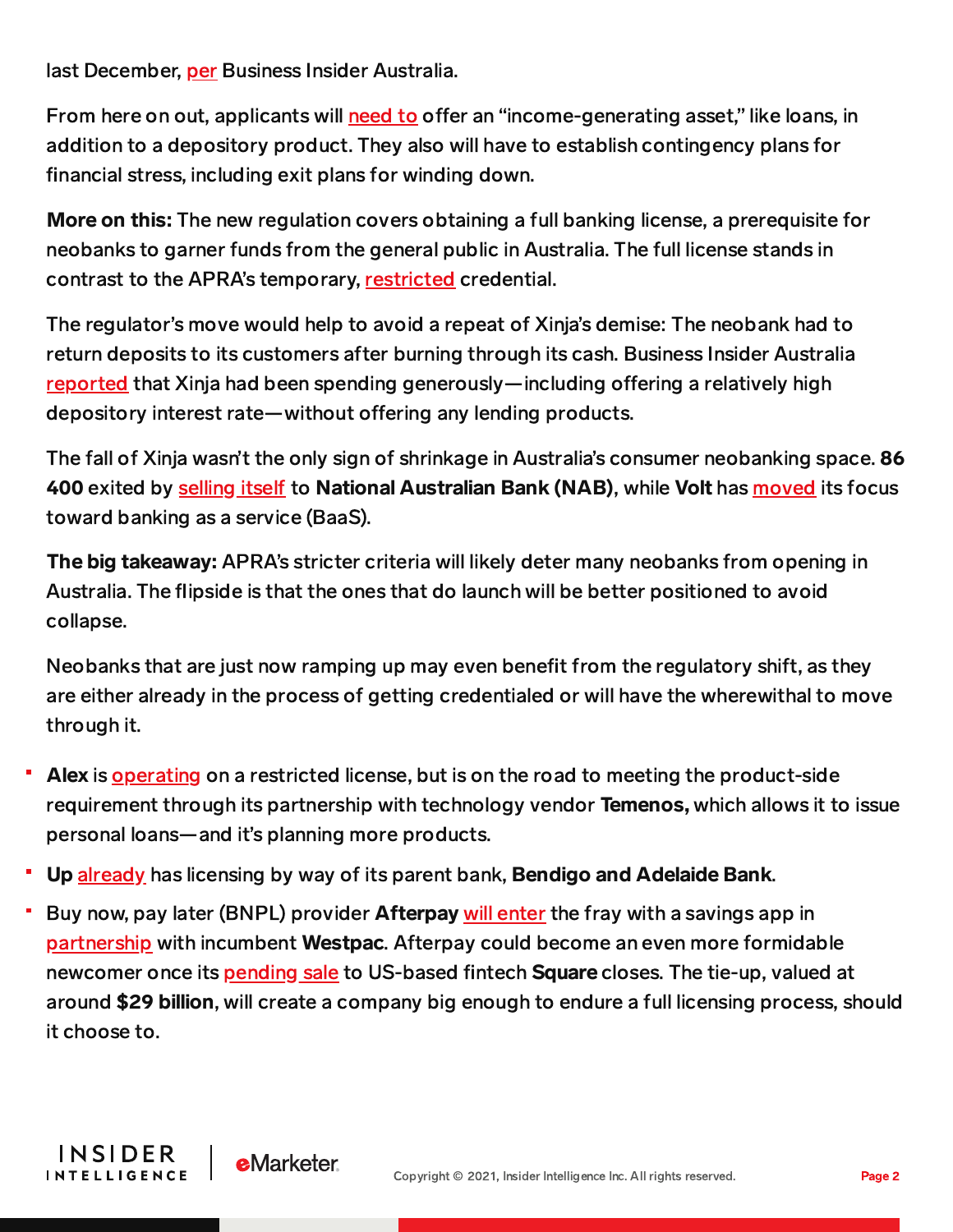last December, per Business Insider Australia.

From here on out, applicants will need to offer an "income-generating asset," like loans, in addition to a depository product. They also will have to establish contingency plans for financial stress, including exit plans for winding down.

**More on this:** The new regulation covers obtaining a full banking license, a prerequisite for neobanks to garner funds from the general public in Australia. The full license stands in contrast to the APRA's temporary, restricted credential.

The regulator's move would help to avoid a repeat of Xinja's demise: The neobank had to return deposits to its customers after burning through its cash. Business Insider Australia reported that Xinja had been spending generously—including offering a relatively high depository interest rate—without offering any lending products.

The fall of Xinja wasn't the only sign of shrinkage in Australia's consumer neobanking space. **86 400** exited by selling itself to **National Australian Bank (NAB)**, while **Volt** has moved its focus toward banking as a service (BaaS).

**The big takeaway:** APRA's stricter criteria will likely deter many neobanks from opening in Australia. The flipside is that the ones that do launch will be better positioned to avoid collapse.

Neobanks that are just now ramping up may even benefit from the regulatory shift, as they are either already in the process of getting credentialed or will have the wherewithal to move through it.

- **Alex** is operating on a restricted license, but is on the road to meeting the product-side requirement through its partnership with technology vendor **Temenos,** which allows it to issue personal loans—and it's planning more products.
- **Up** already has licensing by way of its parent bank, **Bendigo and Adelaide Bank**.
- Buy now, pay later (BNPL) provider **Afterpay** will enter the fray with a savings app in partnership with incumbent **Westpac**. Afterpay could become an even more formidable newcomer once its pending sale to US-based fintech **Square** closes. The tie-up, valued at around **$29 billion**, will create a company big enough to endure a full licensing process, should it choose to.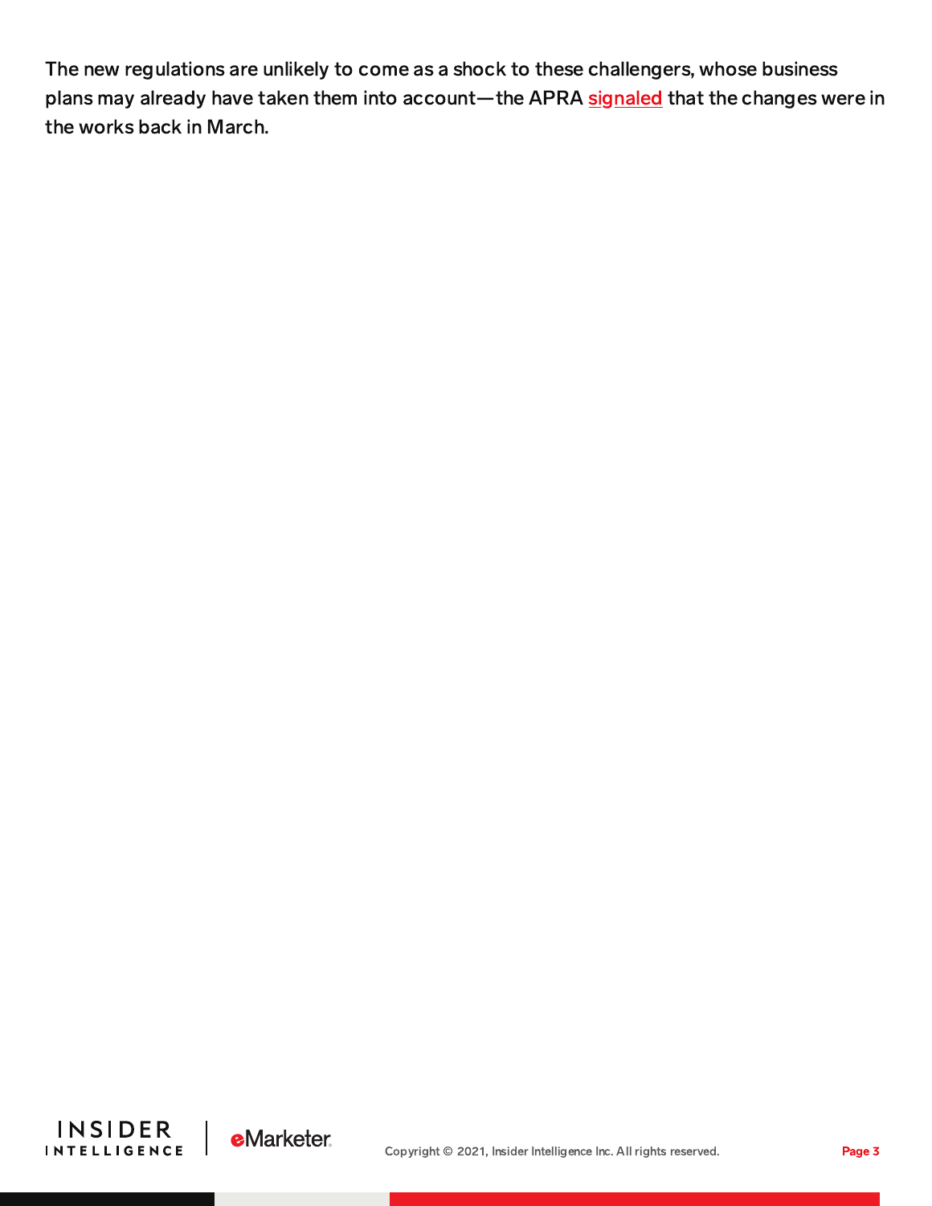The new regulations are unlikely to come as a shock to these challengers, whose business plans may already have taken them into account—the APRA signaled that the changes were in the works back in March.